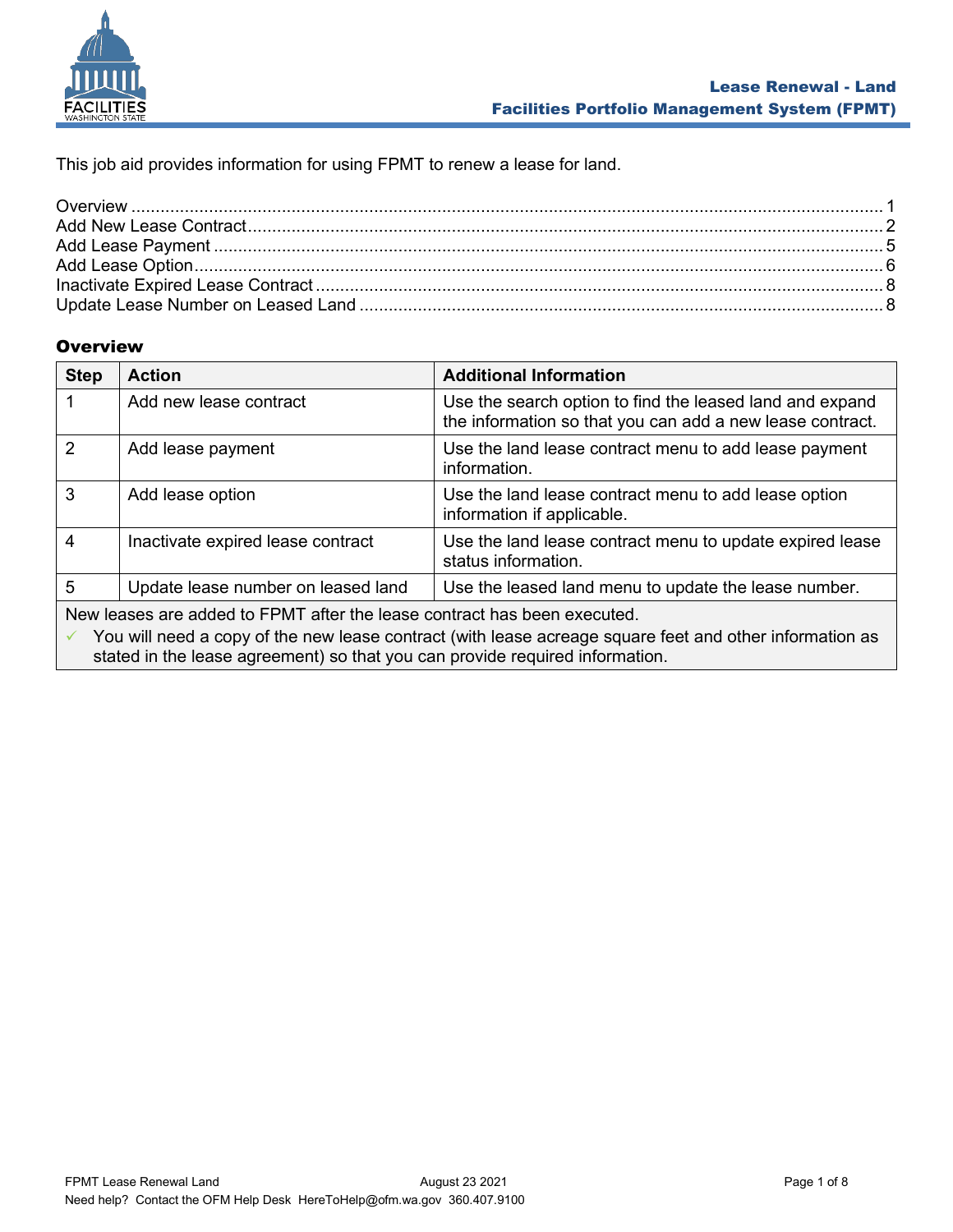This job aid provides information for using FPMT to renew a lease for land.

Overview ........................................................................ 1
Add New Lease Contract ........................................................ 2
Add Lease Payment ............................................................... 5
Add Lease Option .................................................................. 6
Inactivate Expired Lease Contract ........................................ 8
Update Lease Number on Leased Land ................................. 8

## Overview

| Step | Action | Additional Information |
| --- | --- | --- |
| 1 | Add new lease contract | Use the search option to find the leased land and expand the information so that you can add a new lease contract. |
| 2 | Add lease payment | Use the land lease contract menu to add lease payment information. |
| 3 | Add lease option | Use the land lease contract menu to add lease option information if applicable. |
| 4 | Inactivate expired lease contract | Use the land lease contract menu to update expired lease status information. |
| 5 | Update lease number on leased land | Use the leased land menu to update the lease number. |

New leases are added to FPMT after the lease contract has been executed.

- ✓ You will need a copy of the new lease contract (with lease acreage square feet and other information as stated in the lease agreement) so that you can provide required information.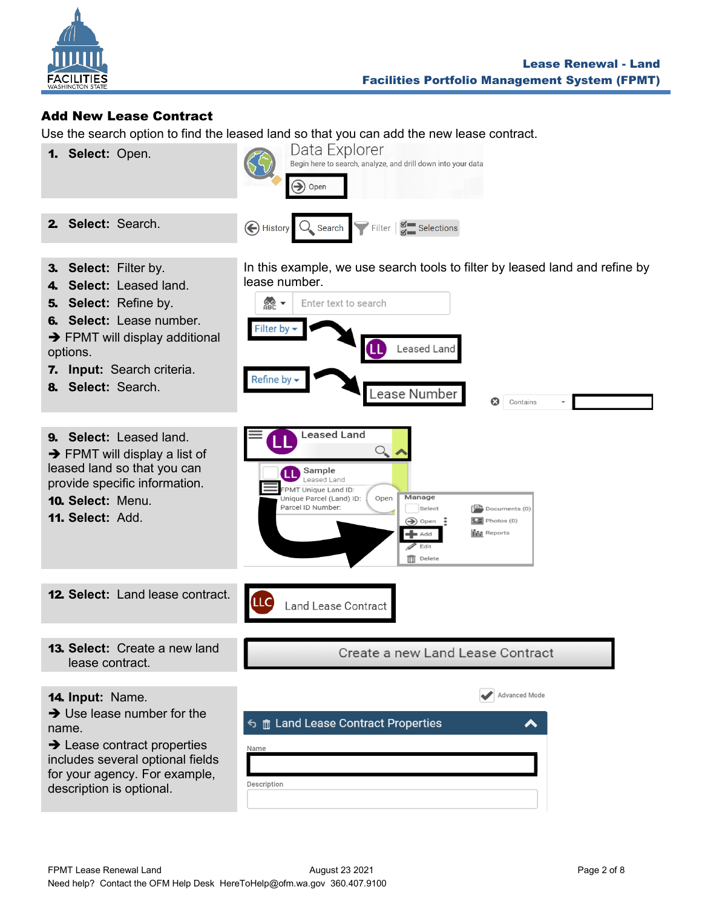## Add New Lease Contract

Use the search option to find the leased land so that you can add the new lease contract.

1. **Select:** Open.

2. **Select:** Search.

3. **Select:** Filter by.
4. **Select:** Leased land.
5. **Select:** Refine by.
6. **Select:** Lease number.

➔ FPMT will display additional options.

7. **Input:** Search criteria.
8. **Select:** Search.

In this example, we use search tools to filter by leased land and refine by lease number.

9. **Select:** Leased land.

➔ FPMT will display a list of leased land so that you can provide specific information.

10. **Select:** Menu.
11. **Select:** Add.

12. **Select:** Land lease contract.

13. **Select:** Create a new land lease contract.

14. **Input:** Name.

➔ Use lease number for the name.

➔ Lease contract properties includes several optional fields for your agency. For example, description is optional.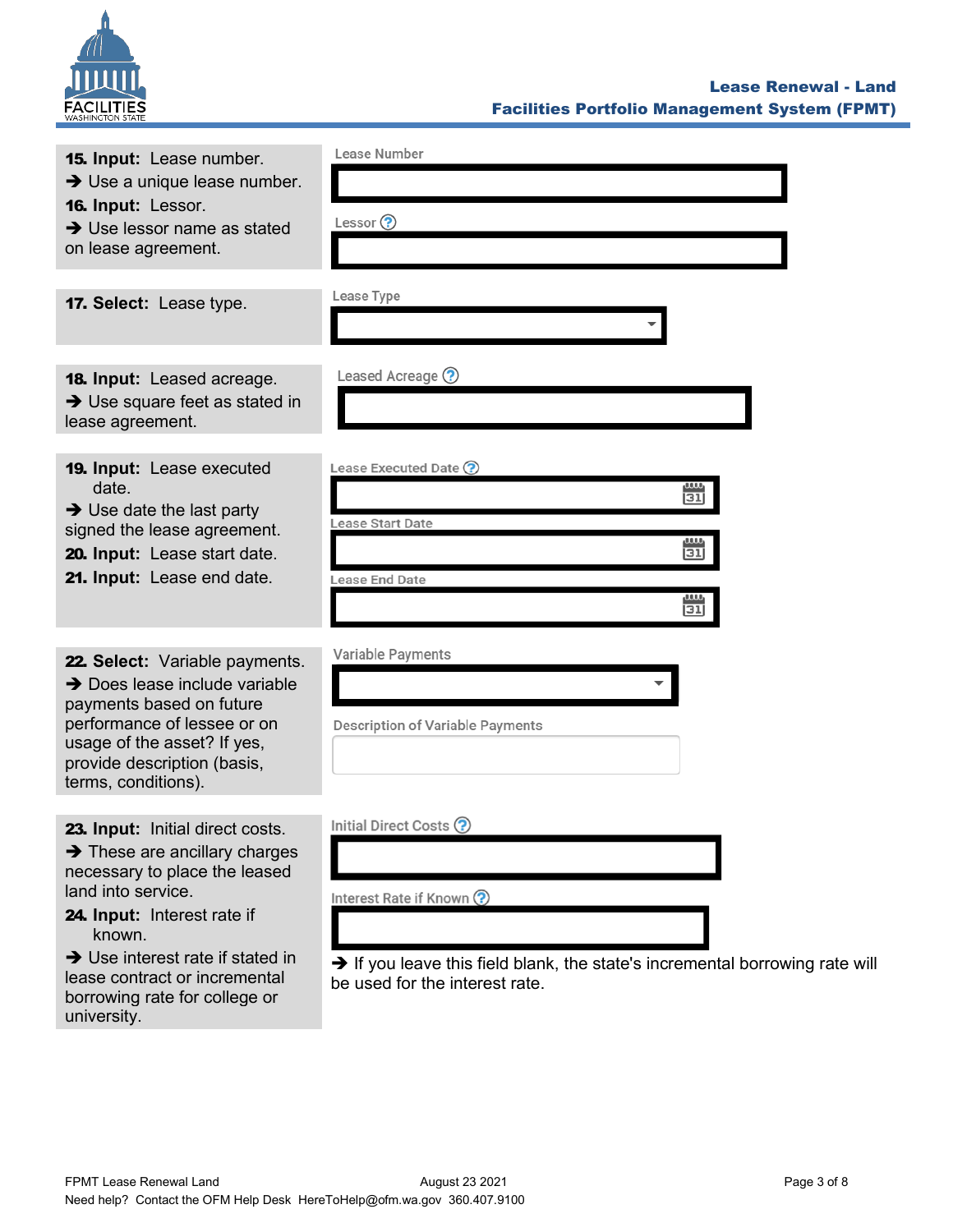**15. Input:** Lease number.
➔ Use a unique lease number.
**16. Input:** Lessor.
➔ Use lessor name as stated on lease agreement.

Lease Number

Lessor

**17. Select:** Lease type.

Lease Type

**18. Input:** Leased acreage.
➔ Use square feet as stated in lease agreement.

Leased Acreage

**19. Input:** Lease executed date.
➔ Use date the last party signed the lease agreement.
**20. Input:** Lease start date.
**21. Input:** Lease end date.

Lease Executed Date

Lease Start Date

Lease End Date

**22. Select:** Variable payments.
➔ Does lease include variable payments based on future performance of lessee or on usage of the asset? If yes, provide description (basis, terms, conditions).

Variable Payments

Description of Variable Payments

**23. Input:** Initial direct costs.
➔ These are ancillary charges necessary to place the leased land into service.
**24. Input:** Interest rate if known.
➔ Use interest rate if stated in lease contract or incremental borrowing rate for college or university.

Initial Direct Costs

Interest Rate if Known

➔ If you leave this field blank, the state's incremental borrowing rate will be used for the interest rate.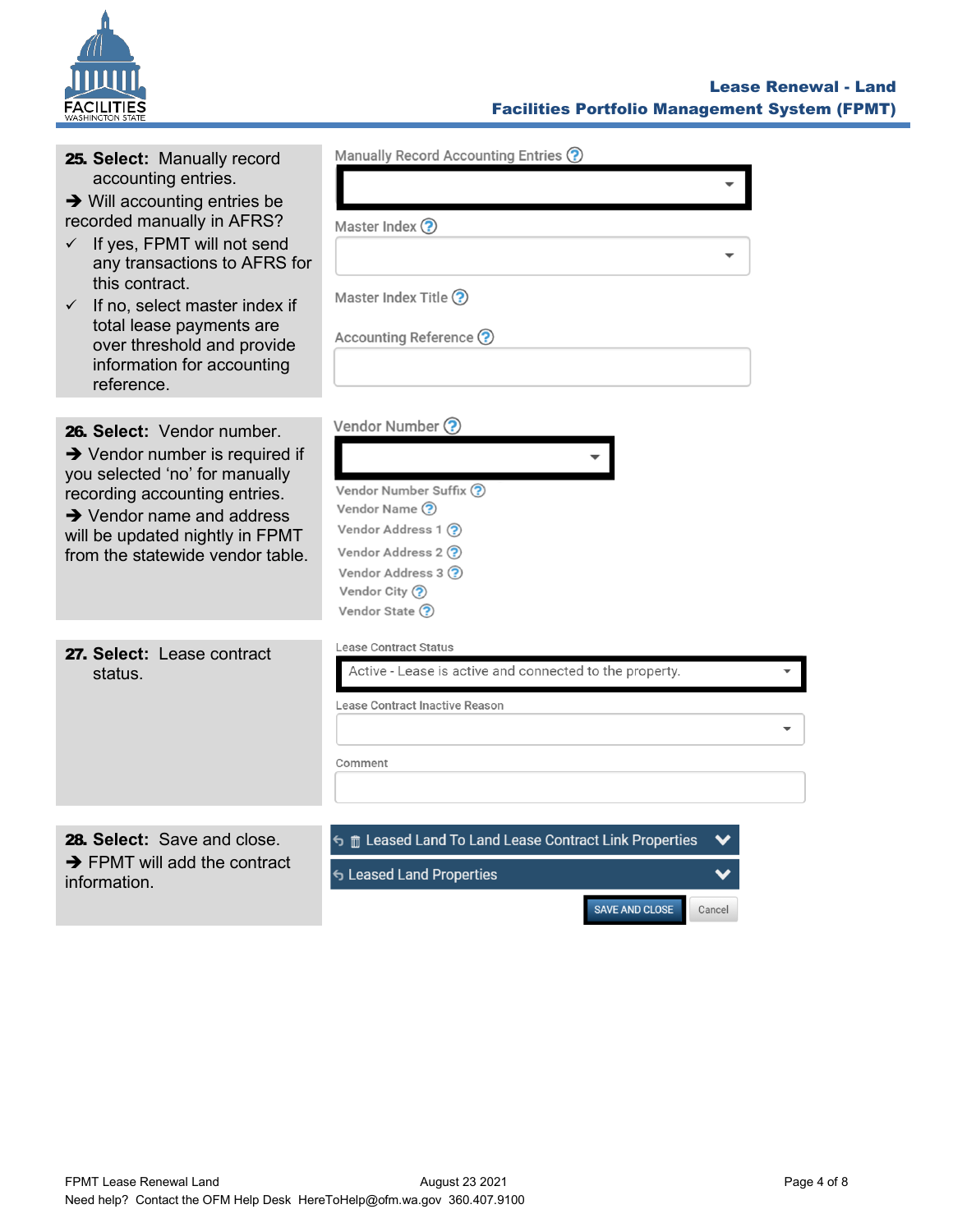**25. Select:** Manually record accounting entries.

➔ Will accounting entries be recorded manually in AFRS?

- ✓ If yes, FPMT will not send any transactions to AFRS for this contract.
- ✓ If no, select master index if total lease payments are over threshold and provide information for accounting reference.

Manually Record Accounting Entries

Master Index

Master Index Title

Accounting Reference

**26. Select:** Vendor number.

➔ Vendor number is required if you selected 'no' for manually recording accounting entries.

➔ Vendor name and address will be updated nightly in FPMT from the statewide vendor table.

Vendor Number

Vendor Number Suffix

Vendor Name

Vendor Address 1

Vendor Address 2

Vendor Address 3

Vendor City

Vendor State

**27. Select:** Lease contract status.

Lease Contract Status

Active - Lease is active and connected to the property.

Lease Contract Inactive Reason

Comment

**28. Select:** Save and close.

➔ FPMT will add the contract information.

Leased Land To Land Lease Contract Link Properties

Leased Land Properties

SAVE AND CLOSE | Cancel

FPMT Lease Renewal Land | August 23 2021

Need help? Contact the OFM Help Desk HereToHelp@ofm.wa.gov 360.407.9100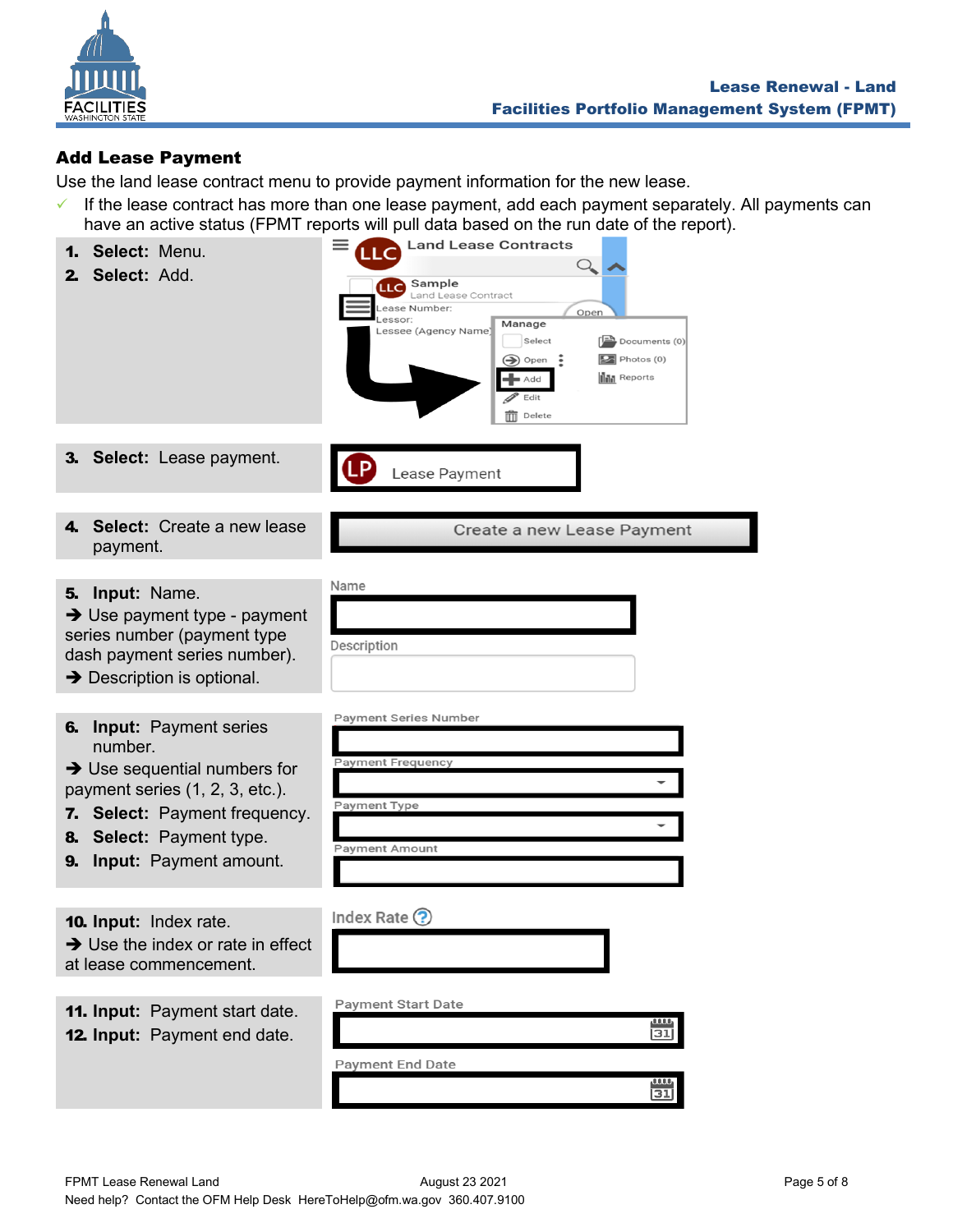## Add Lease Payment

Use the land lease contract menu to provide payment information for the new lease.

- ✓ If the lease contract has more than one lease payment, add each payment separately. All payments can have an active status (FPMT reports will pull data based on the run date of the report).

1. **Select:** Menu.
2. **Select:** Add.

3. **Select:** Lease payment.

4. **Select:** Create a new lease payment.

5. **Input:** Name.
   ➔ Use payment type - payment series number (payment type dash payment series number).
   ➔ Description is optional.

6. **Input:** Payment series number.
   ➔ Use sequential numbers for payment series (1, 2, 3, etc.).
7. **Select:** Payment frequency.
8. **Select:** Payment type.
9. **Input:** Payment amount.

10. **Input:** Index rate.
    ➔ Use the index or rate in effect at lease commencement.

11. **Input:** Payment start date.
12. **Input:** Payment end date.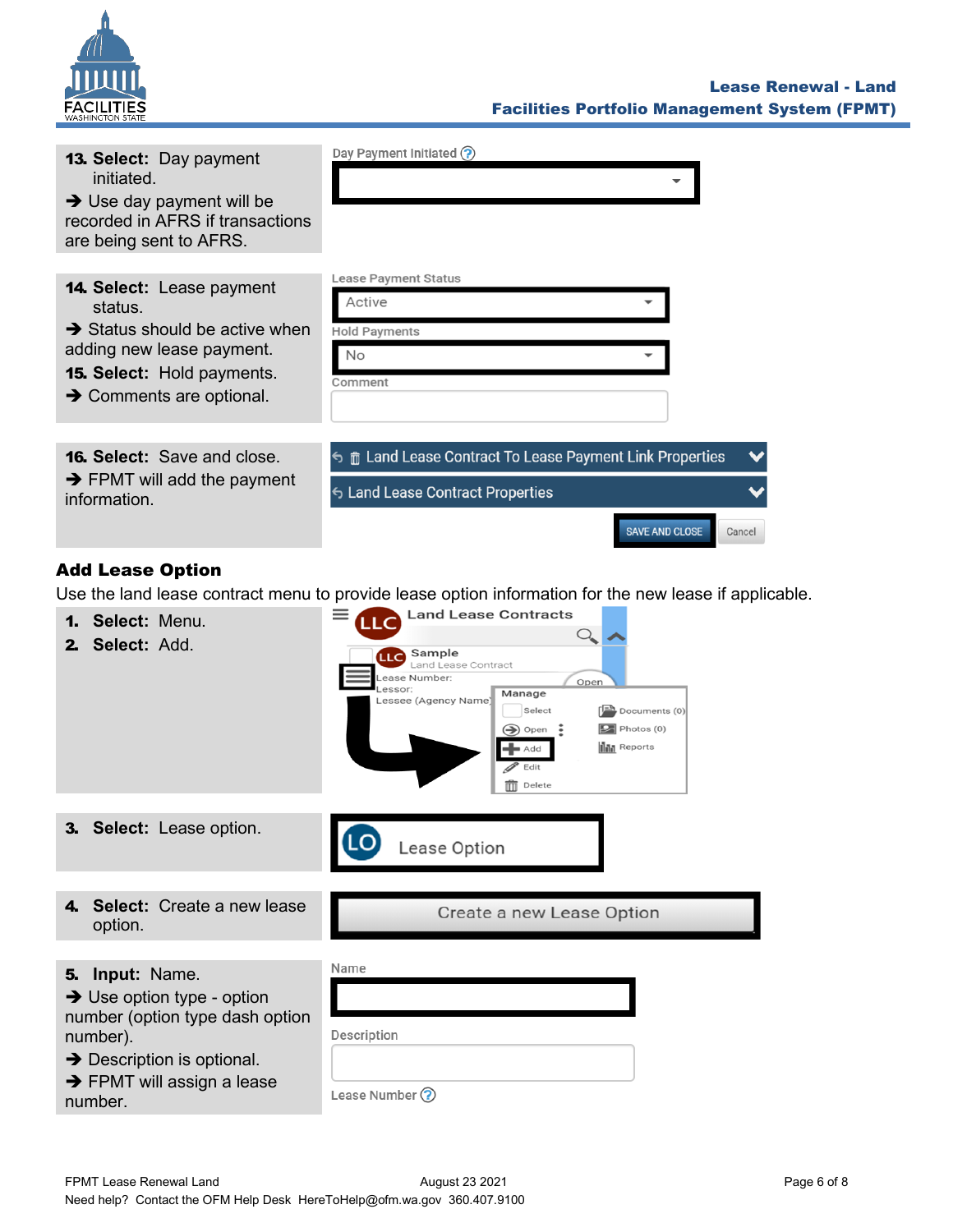**13. Select:** Day payment initiated.

➔ Use day payment will be recorded in AFRS if transactions are being sent to AFRS.

Day Payment Initiated

**14. Select:** Lease payment status.

➔ Status should be active when adding new lease payment.

**15. Select:** Hold payments.

➔ Comments are optional.

Lease Payment Status: Active

Hold Payments: No

Comment

**16. Select:** Save and close.

➔ FPMT will add the payment information.

Land Lease Contract To Lease Payment Link Properties

Land Lease Contract Properties

SAVE AND CLOSE | Cancel

## Add Lease Option

Use the land lease contract menu to provide lease option information for the new lease if applicable.

1. **Select:** Menu.
2. **Select:** Add.

Land Lease Contracts

Sample — Land Lease Contract

Lease Number:
Lessor:
Lessee (Agency Name)

Manage: Select, Open, Add, Edit, Delete, Documents (0), Photos (0), Reports

3. **Select:** Lease option.

Lease Option

4. **Select:** Create a new lease option.

Create a new Lease Option

5. **Input:** Name.

➔ Use option type - option number (option type dash option number).

➔ Description is optional.

➔ FPMT will assign a lease number.

Name

Description

Lease Number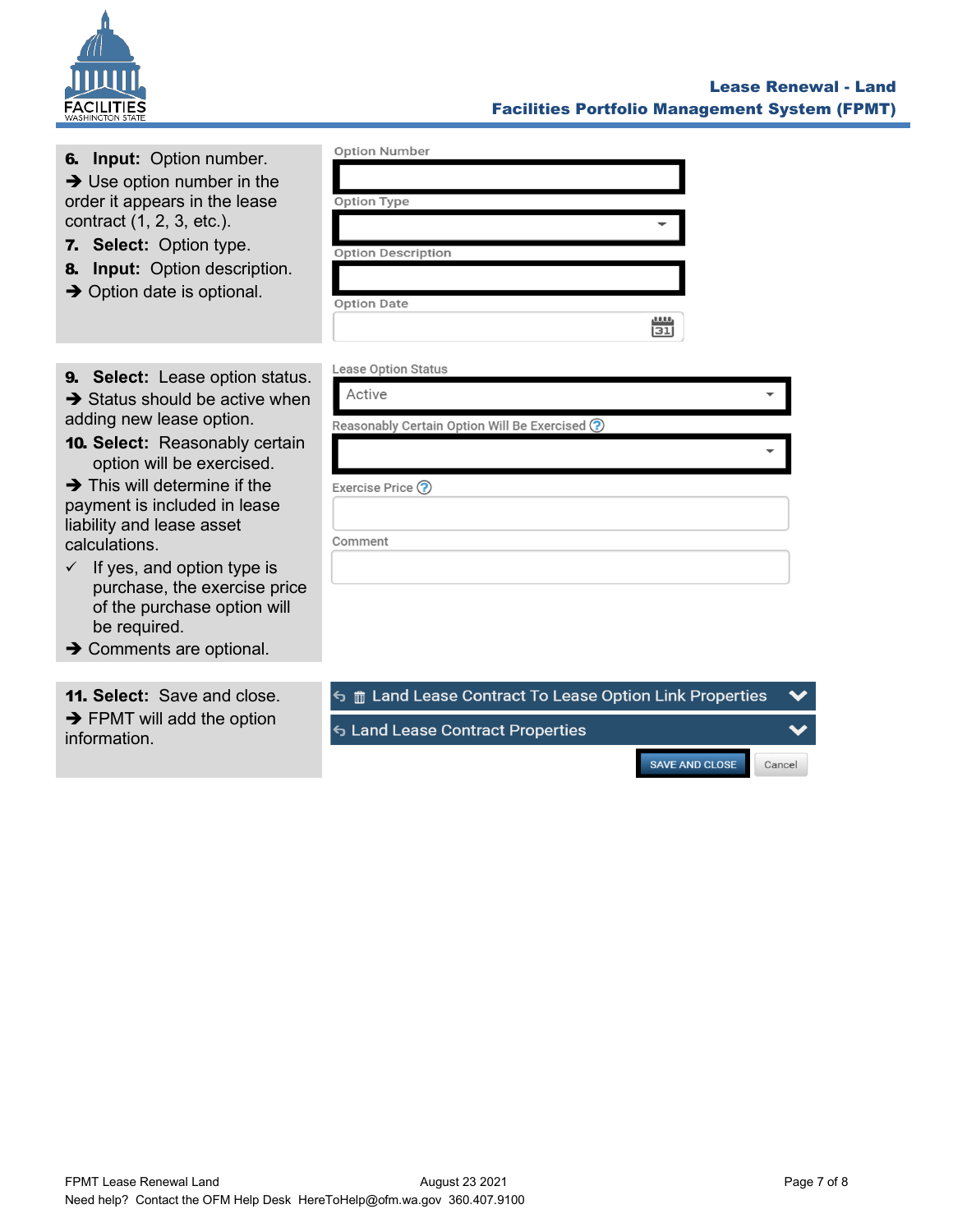**6. Input:** Option number.

➔ Use option number in the order it appears in the lease contract (1, 2, 3, etc.).

**7. Select:** Option type.

**8. Input:** Option description.

➔ Option date is optional.

Option Number

Option Type

Option Description

Option Date

**9. Select:** Lease option status.

➔ Status should be active when adding new lease option.

**10. Select:** Reasonably certain option will be exercised.

➔ This will determine if the payment is included in lease liability and lease asset calculations.

✓ If yes, and option type is purchase, the exercise price of the purchase option will be required.

➔ Comments are optional.

Lease Option Status

Active

Reasonably Certain Option Will Be Exercised

Exercise Price

Comment

**11. Select:** Save and close.

➔ FPMT will add the option information.

Land Lease Contract To Lease Option Link Properties

Land Lease Contract Properties

SAVE AND CLOSE

Cancel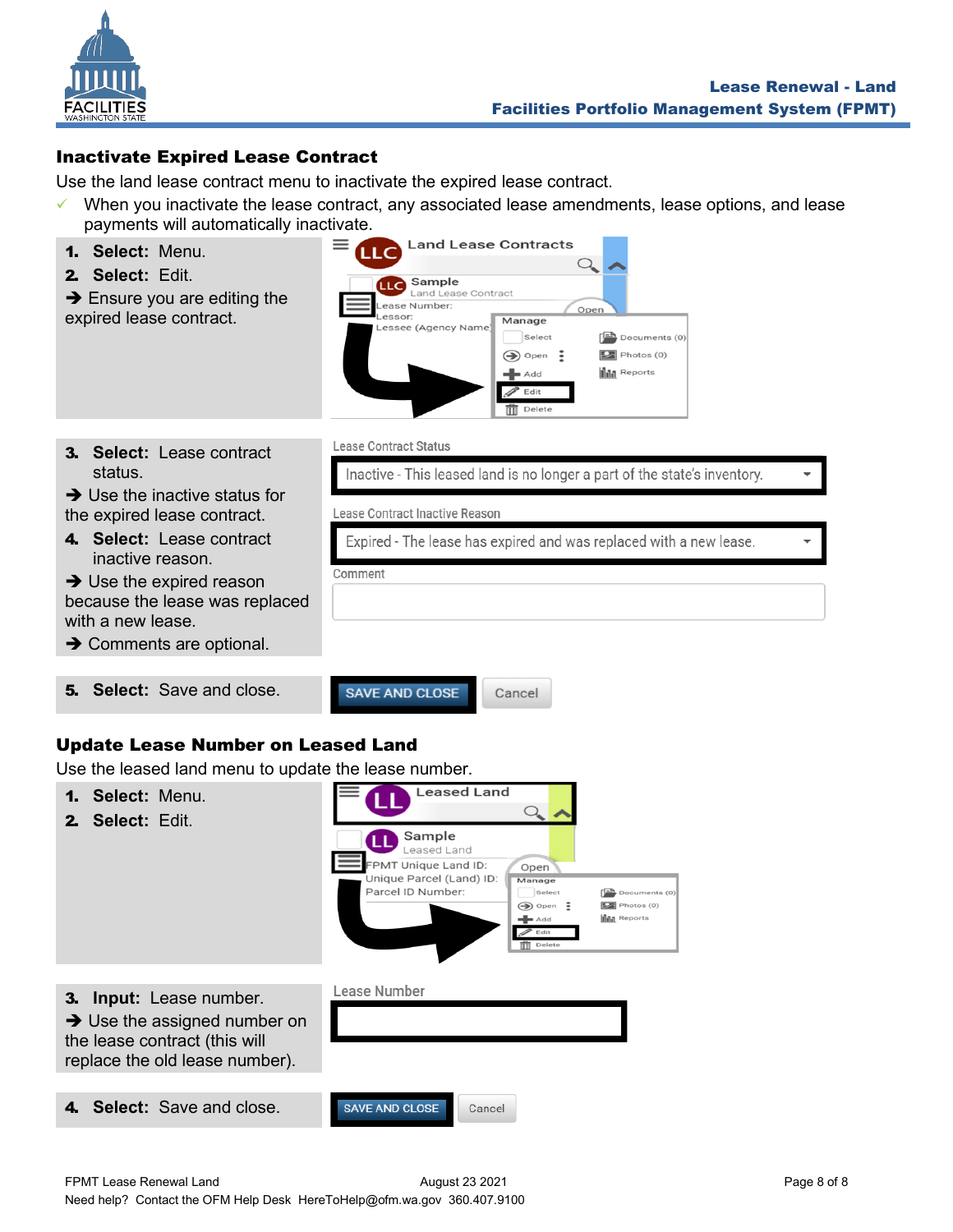## Inactivate Expired Lease Contract

Use the land lease contract menu to inactivate the expired lease contract.

- ✓ When you inactivate the lease contract, any associated lease amendments, lease options, and lease payments will automatically inactivate.

1. **Select:** Menu.
2. **Select:** Edit.

➔ Ensure you are editing the expired lease contract.

Land Lease Contracts

Sample
Land Lease Contract
Lease Number:
Lessor:
Lessee (Agency Name)

Open

Manage
Select
Open
Add
Edit
Delete
Documents (0)
Photos (0)
Reports

3. **Select:** Lease contract status.

➔ Use the inactive status for the expired lease contract.

4. **Select:** Lease contract inactive reason.

➔ Use the expired reason because the lease was replaced with a new lease.

➔ Comments are optional.

Lease Contract Status
Inactive - This leased land is no longer a part of the state's inventory.

Lease Contract Inactive Reason
Expired - The lease has expired and was replaced with a new lease.

Comment

5. **Select:** Save and close.

SAVE AND CLOSE
Cancel

## Update Lease Number on Leased Land

Use the leased land menu to update the lease number.

1. **Select:** Menu.
2. **Select:** Edit.

Leased Land

Sample
Leased Land
FPMT Unique Land ID:
Unique Parcel (Land) ID:
Parcel ID Number:

Open

Manage
Select
Open
Add
Edit
Delete
Documents (0)
Photos (0)
Reports

3. **Input:** Lease number.

➔ Use the assigned number on the lease contract (this will replace the old lease number).

Lease Number

4. **Select:** Save and close.

SAVE AND CLOSE
Cancel

Need help? Contact the OFM Help Desk HereToHelp@ofm.wa.gov 360.407.9100